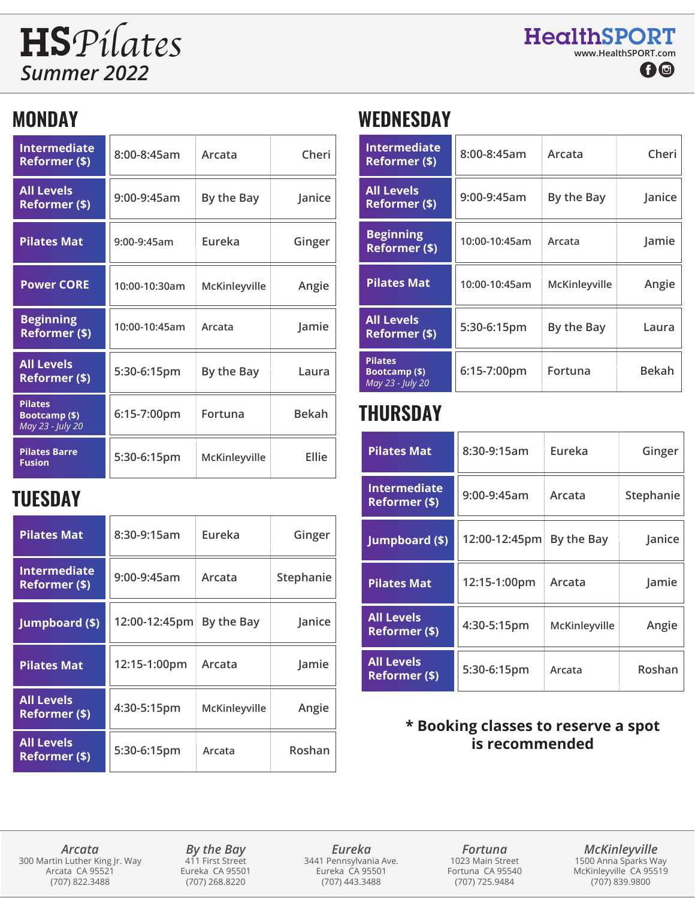# HS*Pilates*

## *Summer 2022*

**HealthSPORT**
www.HealthSPORT.com

## MONDAY

| Class | Time | Location | Instructor |
|---|---|---|---|
| Intermediate Reformer ($) | 8:00-8:45am | Arcata | Cheri |
| All Levels Reformer ($) | 9:00-9:45am | By the Bay | Janice |
| Pilates Mat | 9:00-9:45am | Eureka | Ginger |
| Power CORE | 10:00-10:30am | McKinleyville | Angie |
| Beginning Reformer ($) | 10:00-10:45am | Arcata | Jamie |
| All Levels Reformer ($) | 5:30-6:15pm | By the Bay | Laura |
| Pilates Bootcamp ($) *May 23 - July 20* | 6:15-7:00pm | Fortuna | Bekah |
| Pilates Barre Fusion | 5:30-6:15pm | McKinleyville | Ellie |

## TUESDAY

| Class | Time | Location | Instructor |
|---|---|---|---|
| Pilates Mat | 8:30-9:15am | Eureka | Ginger |
| Intermediate Reformer ($) | 9:00-9:45am | Arcata | Stephanie |
| Jumpboard ($) | 12:00-12:45pm | By the Bay | Janice |
| Pilates Mat | 12:15-1:00pm | Arcata | Jamie |
| All Levels Reformer ($) | 4:30-5:15pm | McKinleyville | Angie |
| All Levels Reformer ($) | 5:30-6:15pm | Arcata | Roshan |

## WEDNESDAY

| Class | Time | Location | Instructor |
|---|---|---|---|
| Intermediate Reformer ($) | 8:00-8:45am | Arcata | Cheri |
| All Levels Reformer ($) | 9:00-9:45am | By the Bay | Janice |
| Beginning Reformer ($) | 10:00-10:45am | Arcata | Jamie |
| Pilates Mat | 10:00-10:45am | McKinleyville | Angie |
| All Levels Reformer ($) | 5:30-6:15pm | By the Bay | Laura |
| Pilates Bootcamp ($) *May 23 - July 20* | 6:15-7:00pm | Fortuna | Bekah |

## THURSDAY

| Class | Time | Location | Instructor |
|---|---|---|---|
| Pilates Mat | 8:30-9:15am | Eureka | Ginger |
| Intermediate Reformer ($) | 9:00-9:45am | Arcata | Stephanie |
| Jumpboard ($) | 12:00-12:45pm | By the Bay | Janice |
| Pilates Mat | 12:15-1:00pm | Arcata | Jamie |
| All Levels Reformer ($) | 4:30-5:15pm | McKinleyville | Angie |
| All Levels Reformer ($) | 5:30-6:15pm | Arcata | Roshan |

**\* Booking classes to reserve a spot is recommended**

*Arcata*
300 Martin Luther King Jr. Way
Arcata CA 95521
(707) 822.3488

*By the Bay*
411 First Street
Eureka CA 95501
(707) 268.8220

*Eureka*
3441 Pennsylvania Ave.
Eureka CA 95501
(707) 443.3488

*Fortuna*
1023 Main Street
Fortuna CA 95540
(707) 725.9484

*McKinleyville*
1500 Anna Sparks Way
McKinleyville CA 95519
(707) 839.9800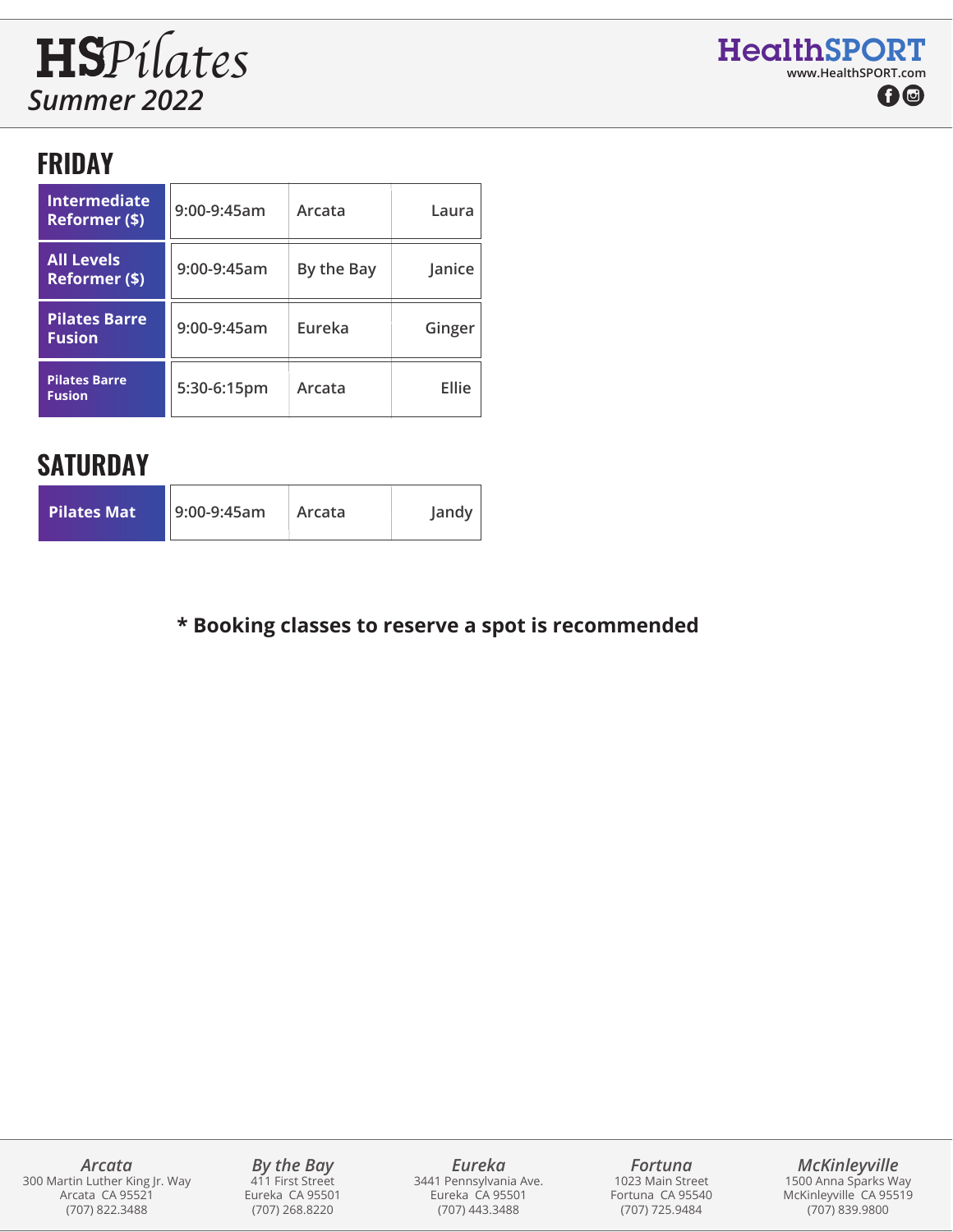# HSPilates
*Summer 2022*

**HealthSPORT**
www.HealthSPORT.com

## FRIDAY

| | | | |
|---|---|---|---|
| **Intermediate Reformer ($)** | 9:00-9:45am | Arcata | Laura |
| **All Levels Reformer ($)** | 9:00-9:45am | By the Bay | Janice |
| **Pilates Barre Fusion** | 9:00-9:45am | Eureka | Ginger |
| **Pilates Barre Fusion** | 5:30-6:15pm | Arcata | Ellie |

## SATURDAY

| | | | |
|---|---|---|---|
| **Pilates Mat** | 9:00-9:45am | Arcata | Jandy |

**\* Booking classes to reserve a spot is recommended**

*Arcata*
300 Martin Luther King Jr. Way
Arcata CA 95521
(707) 822.3488

*By the Bay*
411 First Street
Eureka CA 95501
(707) 268.8220

*Eureka*
3441 Pennsylvania Ave.
Eureka CA 95501
(707) 443.3488

*Fortuna*
1023 Main Street
Fortuna CA 95540
(707) 725.9484

*McKinleyville*
1500 Anna Sparks Way
McKinleyville CA 95519
(707) 839.9800